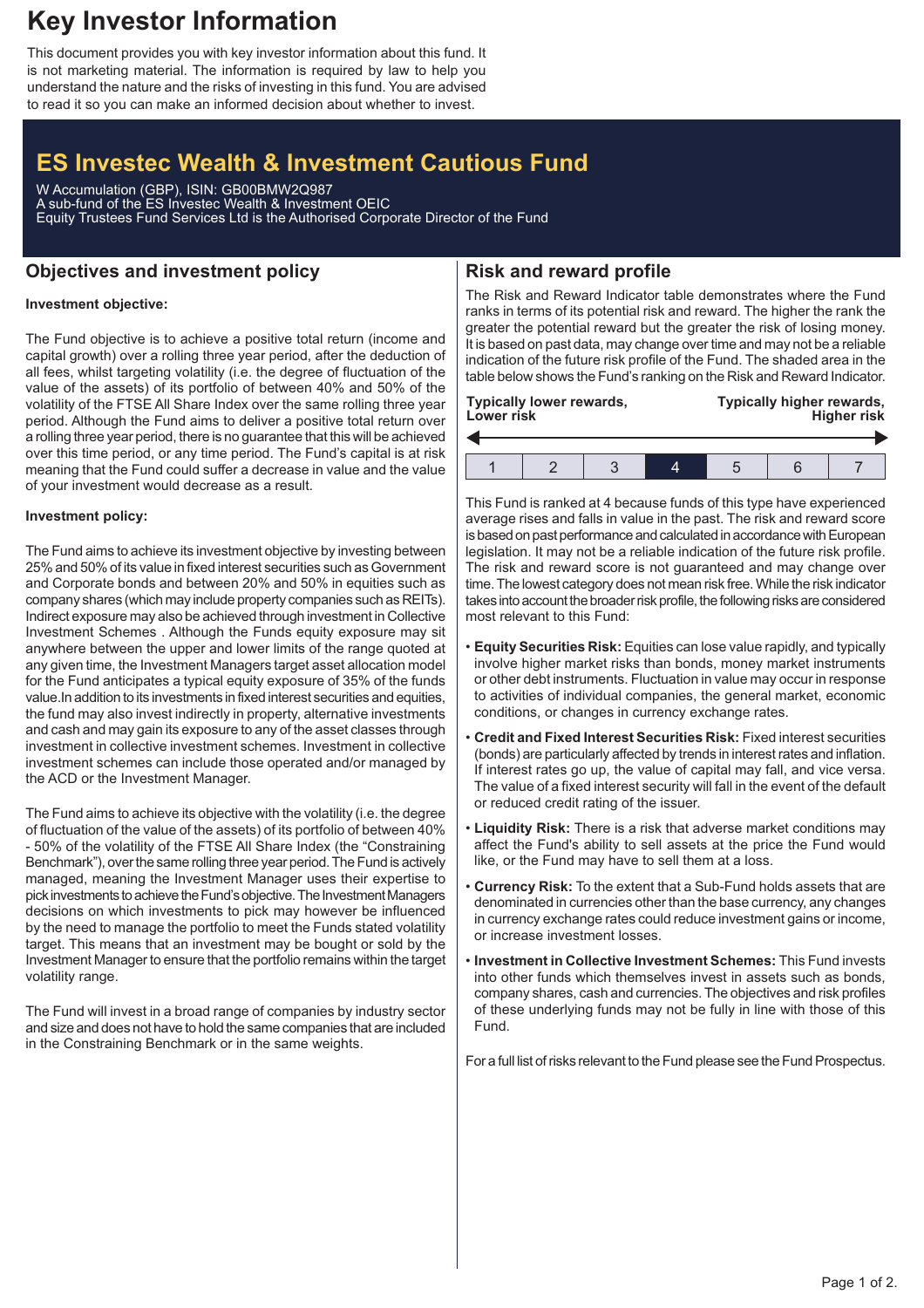# Key Investor Information

This document provides you with key investor information about this fund. It is not marketing material. The information is required by law to help you understand the nature and the risks of investing in this fund. You are advised to read it so you can make an informed decision about whether to invest.

## ES Investec Wealth & Investment Cautious Fund

W Accumulation (GBP), ISIN: GB00BMW2Q987
A sub-fund of the ES Investec Wealth & Investment OEIC
Equity Trustees Fund Services Ltd is the Authorised Corporate Director of the Fund

## Objectives and investment policy

**Investment objective:**

The Fund objective is to achieve a positive total return (income and capital growth) over a rolling three year period, after the deduction of all fees, whilst targeting volatility (i.e. the degree of fluctuation of the value of the assets) of its portfolio of between 40% and 50% of the volatility of the FTSE All Share Index over the same rolling three year period. Although the Fund aims to deliver a positive total return over a rolling three year period, there is no guarantee that this will be achieved over this time period, or any time period. The Fund's capital is at risk meaning that the Fund could suffer a decrease in value and the value of your investment would decrease as a result.

**Investment policy:**

The Fund aims to achieve its investment objective by investing between 25% and 50% of its value in fixed interest securities such as Government and Corporate bonds and between 20% and 50% in equities such as company shares (which may include property companies such as REITs). Indirect exposure may also be achieved through investment in Collective Investment Schemes . Although the Funds equity exposure may sit anywhere between the upper and lower limits of the range quoted at any given time, the Investment Managers target asset allocation model for the Fund anticipates a typical equity exposure of 35% of the funds value.In addition to its investments in fixed interest securities and equities, the fund may also invest indirectly in property, alternative investments and cash and may gain its exposure to any of the asset classes through investment in collective investment schemes. Investment in collective investment schemes can include those operated and/or managed by the ACD or the Investment Manager.

The Fund aims to achieve its objective with the volatility (i.e. the degree of fluctuation of the value of the assets) of its portfolio of between 40% - 50% of the volatility of the FTSE All Share Index (the "Constraining Benchmark"), over the same rolling three year period. The Fund is actively managed, meaning the Investment Manager uses their expertise to pick investments to achieve the Fund's objective. The Investment Managers decisions on which investments to pick may however be influenced by the need to manage the portfolio to meet the Funds stated volatility target. This means that an investment may be bought or sold by the Investment Manager to ensure that the portfolio remains within the target volatility range.

The Fund will invest in a broad range of companies by industry sector and size and does not have to hold the same companies that are included in the Constraining Benchmark or in the same weights.

## Risk and reward profile

The Risk and Reward Indicator table demonstrates where the Fund ranks in terms of its potential risk and reward. The higher the rank the greater the potential reward but the greater the risk of losing money. It is based on past data, may change over time and may not be a reliable indication of the future risk profile of the Fund. The shaded area in the table below shows the Fund's ranking on the Risk and Reward Indicator.

Typically lower rewards, Lower risk ← → Typically higher rewards, Higher risk

| 1 | 2 | 3 | **4** | 5 | 6 | 7 |
|---|---|---|---|---|---|---|

This Fund is ranked at 4 because funds of this type have experienced average rises and falls in value in the past. The risk and reward score is based on past performance and calculated in accordance with European legislation. It may not be a reliable indication of the future risk profile. The risk and reward score is not guaranteed and may change over time. The lowest category does not mean risk free. While the risk indicator takes into account the broader risk profile, the following risks are considered most relevant to this Fund:

- **Equity Securities Risk:** Equities can lose value rapidly, and typically involve higher market risks than bonds, money market instruments or other debt instruments. Fluctuation in value may occur in response to activities of individual companies, the general market, economic conditions, or changes in currency exchange rates.
- **Credit and Fixed Interest Securities Risk:** Fixed interest securities (bonds) are particularly affected by trends in interest rates and inflation. If interest rates go up, the value of capital may fall, and vice versa. The value of a fixed interest security will fall in the event of the default or reduced credit rating of the issuer.
- **Liquidity Risk:** There is a risk that adverse market conditions may affect the Fund's ability to sell assets at the price the Fund would like, or the Fund may have to sell them at a loss.
- **Currency Risk:** To the extent that a Sub-Fund holds assets that are denominated in currencies other than the base currency, any changes in currency exchange rates could reduce investment gains or income, or increase investment losses.
- **Investment in Collective Investment Schemes:** This Fund invests into other funds which themselves invest in assets such as bonds, company shares, cash and currencies. The objectives and risk profiles of these underlying funds may not be fully in line with those of this Fund.

For a full list of risks relevant to the Fund please see the Fund Prospectus.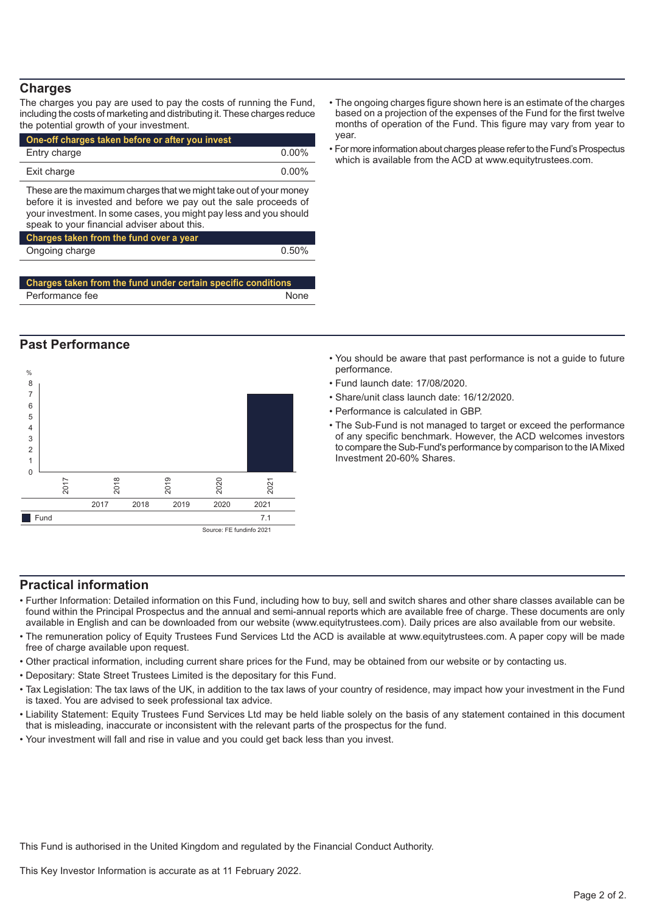## Charges

The charges you pay are used to pay the costs of running the Fund, including the costs of marketing and distributing it. These charges reduce the potential growth of your investment.

| One-off charges taken before or after you invest | |
|---|---|
| Entry charge | 0.00% |
| Exit charge | 0.00% |

These are the maximum charges that we might take out of your money before it is invested and before we pay out the sale proceeds of your investment. In some cases, you might pay less and you should speak to your financial adviser about this.

| Charges taken from the fund over a year | |
|---|---|
| Ongoing charge | 0.50% |

| Charges taken from the fund under certain specific conditions | |
|---|---|
| Performance fee | None |

- The ongoing charges figure shown here is an estimate of the charges based on a projection of the expenses of the Fund for the first twelve months of operation of the Fund. This figure may vary from year to year.
- For more information about charges please refer to the Fund's Prospectus which is available from the ACD at www.equitytrustees.com.

## Past Performance

%
8
7
6
5
4
3
2
1
0

2017 2018 2019 2020 2021

2017 2018 2019 2020 2021

Fund 7.1

Source: FE fundinfo 2021

- You should be aware that past performance is not a guide to future performance.
- Fund launch date: 17/08/2020.
- Share/unit class launch date: 16/12/2020.
- Performance is calculated in GBP.
- The Sub-Fund is not managed to target or exceed the performance of any specific benchmark. However, the ACD welcomes investors to compare the Sub-Fund's performance by comparison to the IA Mixed Investment 20-60% Shares.

## Practical information

- Further Information: Detailed information on this Fund, including how to buy, sell and switch shares and other share classes available can be found within the Principal Prospectus and the annual and semi-annual reports which are available free of charge. These documents are only available in English and can be downloaded from our website (www.equitytrustees.com). Daily prices are also available from our website.
- The remuneration policy of Equity Trustees Fund Services Ltd the ACD is available at www.equitytrustees.com. A paper copy will be made free of charge available upon request.
- Other practical information, including current share prices for the Fund, may be obtained from our website or by contacting us.
- Depositary: State Street Trustees Limited is the depositary for this Fund.
- Tax Legislation: The tax laws of the UK, in addition to the tax laws of your country of residence, may impact how your investment in the Fund is taxed. You are advised to seek professional tax advice.
- Liability Statement: Equity Trustees Fund Services Ltd may be held liable solely on the basis of any statement contained in this document that is misleading, inaccurate or inconsistent with the relevant parts of the prospectus for the fund.
- Your investment will fall and rise in value and you could get back less than you invest.

This Fund is authorised in the United Kingdom and regulated by the Financial Conduct Authority.

This Key Investor Information is accurate as at 11 February 2022.